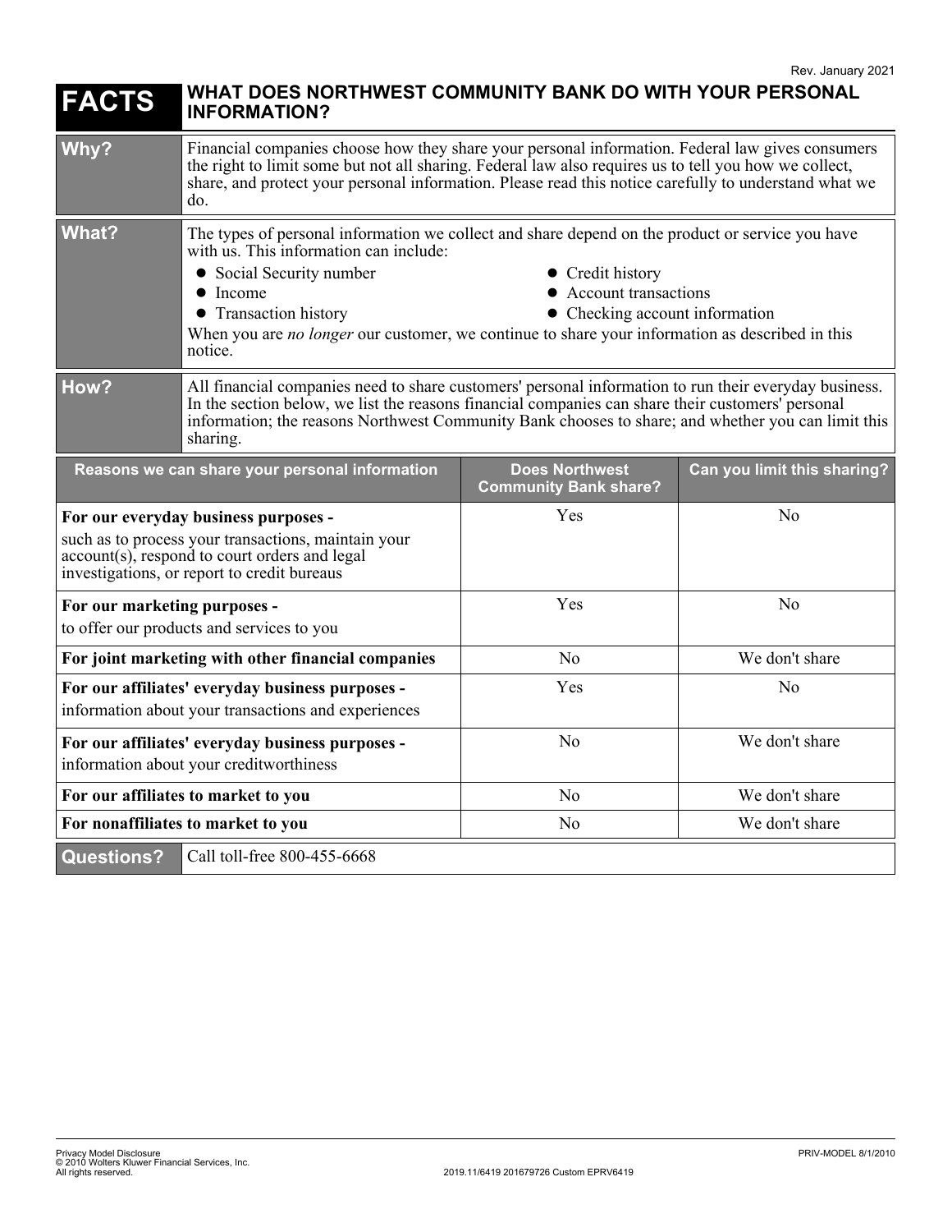Rev. January 2021

# FACTS — WHAT DOES NORTHWEST COMMUNITY BANK DO WITH YOUR PERSONAL INFORMATION?

| | |
|---|---|
| **Why?** | Financial companies choose how they share your personal information. Federal law gives consumers the right to limit some but not all sharing. Federal law also requires us to tell you how we collect, share, and protect your personal information. Please read this notice carefully to understand what we do. |
| **What?** | The types of personal information we collect and share depend on the product or service you have with us. This information can include:<br>• Social Security number<br>• Income<br>• Transaction history<br>• Credit history<br>• Account transactions<br>• Checking account information<br>When you are *no longer* our customer, we continue to share your information as described in this notice. |
| **How?** | All financial companies need to share customers' personal information to run their everyday business. In the section below, we list the reasons financial companies can share their customers' personal information; the reasons Northwest Community Bank chooses to share; and whether you can limit this sharing. |

| Reasons we can share your personal information | Does Northwest Community Bank share? | Can you limit this sharing? |
|---|---|---|
| **For our everyday business purposes -** such as to process your transactions, maintain your account(s), respond to court orders and legal investigations, or report to credit bureaus | Yes | No |
| **For our marketing purposes -** to offer our products and services to you | Yes | No |
| **For joint marketing with other financial companies** | No | We don't share |
| **For our affiliates' everyday business purposes -** information about your transactions and experiences | Yes | No |
| **For our affiliates' everyday business purposes -** information about your creditworthiness | No | We don't share |
| **For our affiliates to market to you** | No | We don't share |
| **For nonaffiliates to market to you** | No | We don't share |

| | |
|---|---|
| **Questions?** | Call toll-free 800-455-6668 |

Privacy Model Disclosure
© 2010 Wolters Kluwer Financial Services, Inc.
All rights reserved.

2019.11/6419 201679726 Custom EPRV6419

PRIV-MODEL 8/1/2010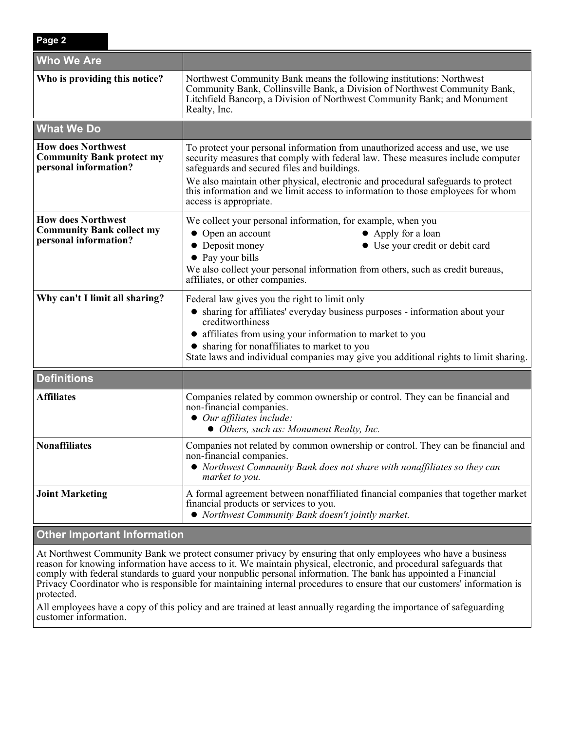| Who We Are | |
|---|---|
| **Who is providing this notice?** | Northwest Community Bank means the following institutions: Northwest Community Bank, Collinsville Bank, a Division of Northwest Community Bank, Litchfield Bancorp, a Division of Northwest Community Bank; and Monument Realty, Inc. |

| What We Do | |
|---|---|
| **How does Northwest Community Bank protect my personal information?** | To protect your personal information from unauthorized access and use, we use security measures that comply with federal law. These measures include computer safeguards and secured files and buildings.<br>We also maintain other physical, electronic and procedural safeguards to protect this information and we limit access to information to those employees for whom access is appropriate. |
| **How does Northwest Community Bank collect my personal information?** | We collect your personal information, for example, when you<br>• Open an account<br>• Apply for a loan<br>• Deposit money<br>• Use your credit or debit card<br>• Pay your bills<br>We also collect your personal information from others, such as credit bureaus, affiliates, or other companies. |
| **Why can't I limit all sharing?** | Federal law gives you the right to limit only<br>• sharing for affiliates' everyday business purposes - information about your creditworthiness<br>• affiliates from using your information to market to you<br>• sharing for nonaffiliates to market to you<br>State laws and individual companies may give you additional rights to limit sharing. |

| Definitions | |
|---|---|
| **Affiliates** | Companies related by common ownership or control. They can be financial and non-financial companies.<br>• *Our affiliates include:*<br>  • *Others, such as: Monument Realty, Inc.* |
| **Nonaffiliates** | Companies not related by common ownership or control. They can be financial and non-financial companies.<br>• *Northwest Community Bank does not share with nonaffiliates so they can market to you.* |
| **Joint Marketing** | A formal agreement between nonaffiliated financial companies that together market financial products or services to you.<br>• *Northwest Community Bank doesn't jointly market.* |

## Other Important Information

At Northwest Community Bank we protect consumer privacy by ensuring that only employees who have a business reason for knowing information have access to it. We maintain physical, electronic, and procedural safeguards that comply with federal standards to guard your nonpublic personal information. The bank has appointed a Financial Privacy Coordinator who is responsible for maintaining internal procedures to ensure that our customers' information is protected.

All employees have a copy of this policy and are trained at least annually regarding the importance of safeguarding customer information.